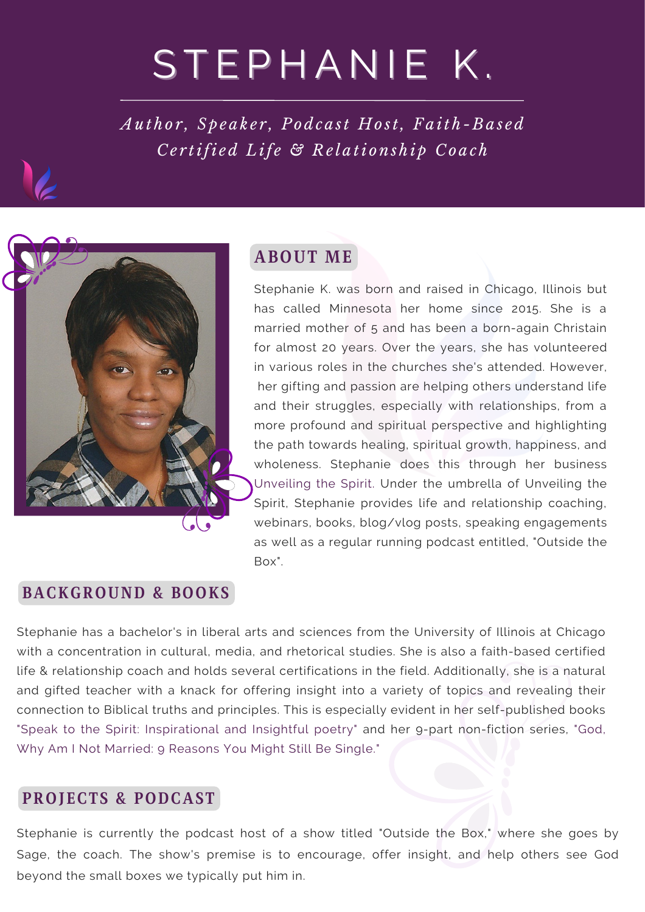# STEPHANIE K.

*Author, Speaker, Podcast Host, Faith-Based Certified Life & Relationship Coach*

## ABOUT ME

Stephanie K. was born and raised in Chicago, Illinois but has called Minnesota her home since 2015. She is a married mother of 5 and has been a born-again Christain for almost 20 years. Over the years, she has volunteered in various roles in the churches she's attended. However, her gifting and passion are helping others understand life and their struggles, especially with relationships, from a more profound and spiritual perspective and highlighting the path towards healing, spiritual growth, happiness, and wholeness. Stephanie does this through her business Unveiling the Spirit. Under the umbrella of Unveiling the Spirit, Stephanie provides life and relationship coaching, webinars, books, blog/vlog posts, speaking engagements as well as a regular running podcast entitled, "Outside the Box".

## BACKGROUND & BOOKS

Stephanie has a bachelor's in liberal arts and sciences from the University of Illinois at Chicago with a concentration in cultural, media, and rhetorical studies. She is also a faith-based certified life & relationship coach and holds several certifications in the field. Additionally, she is a natural and gifted teacher with a knack for offering insight into a variety of topics and revealing their connection to Biblical truths and principles. This is especially evident in her self-published books "Speak to the Spirit: Inspirational and Insightful poetry" and her 9-part non-fiction series, "God, Why Am I Not Married: 9 Reasons You Might Still Be Single."

## PROJECTS & PODCAST

Stephanie is currently the podcast host of a show titled "Outside the Box," where she goes by Sage, the coach. The show's premise is to encourage, offer insight, and help others see God beyond the small boxes we typically put him in.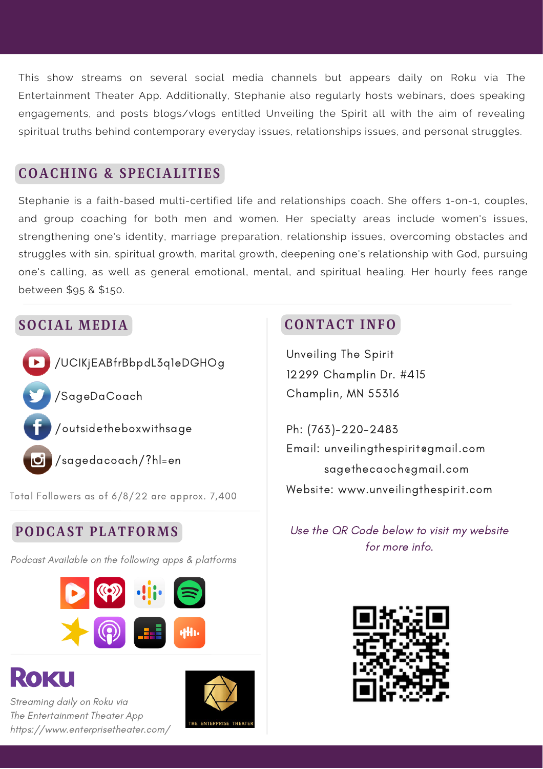This show streams on several social media channels but appears daily on Roku via The Entertainment Theater App. Additionally, Stephanie also regularly hosts webinars, does speaking engagements, and posts blogs/vlogs entitled Unveiling the Spirit all with the aim of revealing spiritual truths behind contemporary everyday issues, relationships issues, and personal struggles.

## COACHING & SPECIALITIES

Stephanie is a faith-based multi-certified life and relationships coach. She offers 1-on-1, couples, and group coaching for both men and women. Her specialty areas include women's issues, strengthening one's identity, marriage preparation, relationship issues, overcoming obstacles and struggles with sin, spiritual growth, marital growth, deepening one's relationship with God, pursuing one's calling, as well as general emotional, mental, and spiritual healing. Her hourly fees range between $95 & $150.

## SOCIAL MEDIA

/UCIKjEABfrBbpdL3q1eDGHOg

/SageDaCoach

/outsidetheboxwithsage

/sagedacoach/?hl=en

Total Followers as of 6/8/22 are approx. 7,400

## PODCAST PLATFORMS

*Podcast Available on the following apps & platforms*

**Roku**

*Streaming daily on Roku via*
*The Entertainment Theater App*
*https://www.enterprisetheater.com/*

THE ENTERPRISE THEATER

## CONTACT INFO

Unveiling The Spirit
12299 Champlin Dr. #415
Champlin, MN 55316

Ph: (763)-220-2483
Email: unveilingthespirit@gmail.com
sagethecaoch@gmail.com
Website: www.unveilingthespirit.com

*Use the QR Code below to visit my website for more info.*